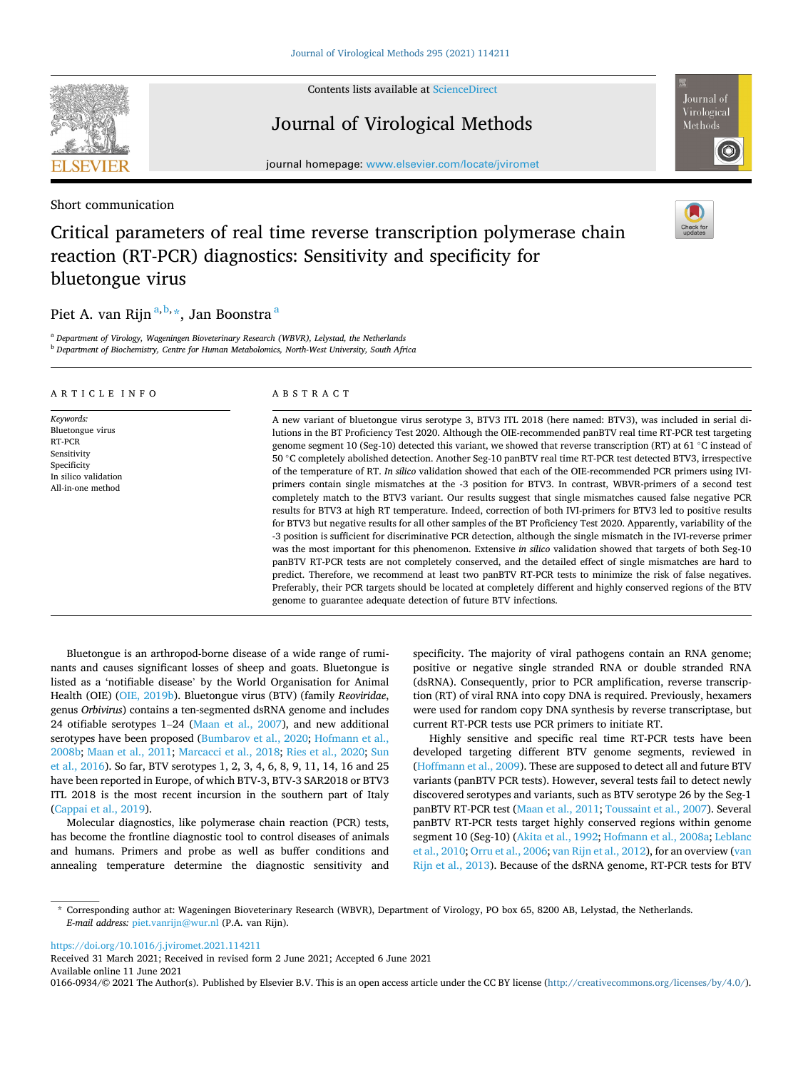Short communication

# Critical parameters of real time reverse transcription polymerase chain reaction (RT-PCR) diagnostics: Sensitivity and specificity for bluetongue virus

Piet A. van Rijn [a,b,*], Jan Boonstra [a]

[a] Department of Virology, Wageningen Bioveterinary Research (WBVR), Lelystad, the Netherlands
[b] Department of Biochemistry, Centre for Human Metabolomics, North-West University, South Africa

## ARTICLE INFO

*Keywords:*
Bluetongue virus
RT-PCR
Sensitivity
Specificity
In silico validation
All-in-one method

## ABSTRACT

A new variant of bluetongue virus serotype 3, BTV3 ITL 2018 (here named: BTV3), was included in serial dilutions in the BT Proficiency Test 2020. Although the OIE-recommended panBTV real time RT-PCR test targeting genome segment 10 (Seg-10) detected this variant, we showed that reverse transcription (RT) at 61 °C instead of 50 °C completely abolished detection. Another Seg-10 panBTV real time RT-PCR test detected BTV3, irrespective of the temperature of RT. *In silico* validation showed that each of the OIE-recommended PCR primers using IVI-primers contain single mismatches at the -3 position for BTV3. In contrast, WBVR-primers of a second test completely match to the BTV3 variant. Our results suggest that single mismatches caused false negative PCR results for BTV3 at high RT temperature. Indeed, correction of both IVI-primers for BTV3 led to positive results for BTV3 but negative results for all other samples of the BT Proficiency Test 2020. Apparently, variability of the -3 position is sufficient for discriminative PCR detection, although the single mismatch in the IVI-reverse primer was the most important for this phenomenon. Extensive *in silico* validation showed that targets of both Seg-10 panBTV RT-PCR tests are not completely conserved, and the detailed effect of single mismatches are hard to predict. Therefore, we recommend at least two panBTV RT-PCR tests to minimize the risk of false negatives. Preferably, their PCR targets should be located at completely different and highly conserved regions of the BTV genome to guarantee adequate detection of future BTV infections.

Bluetongue is an arthropod-borne disease of a wide range of ruminants and causes significant losses of sheep and goats. Bluetongue is listed as a 'notifiable disease' by the World Organisation for Animal Health (OIE) (OIE, 2019b). Bluetongue virus (BTV) (family *Reoviridae*, genus *Orbivirus*) contains a ten-segmented dsRNA genome and includes 24 otifiable serotypes 1–24 (Maan et al., 2007), and new additional serotypes have been proposed (Bumbarov et al., 2020; Hofmann et al., 2008b; Maan et al., 2011; Marcacci et al., 2018; Ries et al., 2020; Sun et al., 2016). So far, BTV serotypes 1, 2, 3, 4, 6, 8, 9, 11, 14, 16 and 25 have been reported in Europe, of which BTV-3, BTV-3 SAR2018 or BTV3 ITL 2018 is the most recent incursion in the southern part of Italy (Cappai et al., 2019).

Molecular diagnostics, like polymerase chain reaction (PCR) tests, has become the frontline diagnostic tool to control diseases of animals and humans. Primers and probe as well as buffer conditions and annealing temperature determine the diagnostic sensitivity and specificity. The majority of viral pathogens contain an RNA genome; positive or negative single stranded RNA or double stranded RNA (dsRNA). Consequently, prior to PCR amplification, reverse transcription (RT) of viral RNA into copy DNA is required. Previously, hexamers were used for random copy DNA synthesis by reverse transcriptase, but current RT-PCR tests use PCR primers to initiate RT.

Highly sensitive and specific real time RT-PCR tests have been developed targeting different BTV genome segments, reviewed in (Hoffmann et al., 2009). These are supposed to detect all and future BTV variants (panBTV PCR tests). However, several tests fail to detect newly discovered serotypes and variants, such as BTV serotype 26 by the Seg-1 panBTV RT-PCR test (Maan et al., 2011; Toussaint et al., 2007). Several panBTV RT-PCR tests target highly conserved regions within genome segment 10 (Seg-10) (Akita et al., 1992; Hofmann et al., 2008a; Leblanc et al., 2010; Orru et al., 2006; van Rijn et al., 2012), for an overview (van Rijn et al., 2013). Because of the dsRNA genome, RT-PCR tests for BTV

---

* Corresponding author at: Wageningen Bioveterinary Research (WBVR), Department of Virology, PO box 65, 8200 AB, Lelystad, the Netherlands.
*E-mail address:* piet.vanrijn@wur.nl (P.A. van Rijn).

https://doi.org/10.1016/j.jviromet.2021.114211
Received 31 March 2021; Received in revised form 2 June 2021; Accepted 6 June 2021
Available online 11 June 2021
0166-0934/© 2021 The Author(s). Published by Elsevier B.V. This is an open access article under the CC BY license (http://creativecommons.org/licenses/by/4.0/).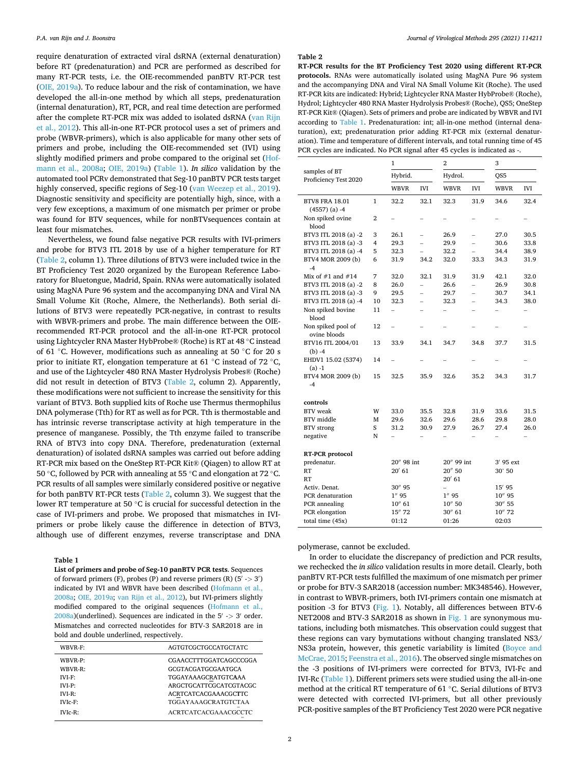require denaturation of extracted viral dsRNA (external denaturation) before RT (predenaturation) and PCR are performed as described for many RT-PCR tests, i.e. the OIE-recommended panBTV RT-PCR test (OIE, 2019a). To reduce labour and the risk of contamination, we have developed the all-in-one method by which all steps, predenaturation (internal denaturation), RT, PCR, and real time detection are performed after the complete RT-PCR mix was added to isolated dsRNA (van Rijn et al., 2012). This all-in-one RT-PCR protocol uses a set of primers and probe (WBVR-primers), which is also applicable for many other sets of primers and probe, including the OIE-recommended set (IVI) using slightly modified primers and probe compared to the original set (Hofmann et al., 2008a; OIE, 2019a) (Table 1). *In silico* validation by the automated tool PCRv demonstrated that Seg-10 panBTV PCR tests target highly conserved, specific regions of Seg-10 (van Weezep et al., 2019). Diagnostic sensitivity and specificity are potentially high, since, with a very few exceptions, a maximum of one mismatch per primer or probe was found for BTV sequences, while for nonBTVsequences contain at least four mismatches.

Nevertheless, we found false negative PCR results with IVI-primers and probe for BTV3 ITL 2018 by use of a higher temperature for RT (Table 2, column 1). Three dilutions of BTV3 were included twice in the BT Proficiency Test 2020 organized by the European Reference Laboratory for Bluetongue, Madrid, Spain. RNAs were automatically isolated using MagNA Pure 96 system and the accompanying DNA and Viral NA Small Volume Kit (Roche, Almere, the Netherlands). Both serial dilutions of BTV3 were repeatedly PCR-negative, in contrast to results with WBVR-primers and probe. The main difference between the OIE-recommended RT-PCR protocol and the all-in-one RT-PCR protocol using Lightcycler RNA Master HybProbe® (Roche) is RT at 48 °C instead of 61 °C. However, modifications such as annealing at 50 °C for 20 s prior to initiate RT, elongation temperature at 61 °C instead of 72 °C, and use of the Lightcycler 480 RNA Master Hydrolysis Probes® (Roche) did not result in detection of BTV3 (Table 2, column 2). Apparently, these modifications were not sufficient to increase the sensitivity for this variant of BTV3. Both supplied kits of Roche use Thermus thermophilus DNA polymerase (Tth) for RT as well as for PCR. Tth is thermostable and has intrinsic reverse transcriptase activity at high temperature in the presence of manganese. Possibly, the Tth enzyme failed to transcribe RNA of BTV3 into copy DNA. Therefore, predenaturation (external denaturation) of isolated dsRNA samples was carried out before adding RT-PCR mix based on the OneStep RT-PCR Kit® (Qiagen) to allow RT at 50 °C, followed by PCR with annealing at 55 °C and elongation at 72 °C. PCR results of all samples were similarly considered positive or negative for both panBTV RT-PCR tests (Table 2, column 3). We suggest that the lower RT temperature at 50 °C is crucial for successful detection in the case of IVI-primers and probe. We proposed that mismatches in IVI-primers or probe likely cause the difference in detection of BTV3, although use of different enzymes, reverse transcriptase and DNA polymerase, cannot be excluded.

**Table 1**
**List of primers and probe of Seg-10 panBTV PCR tests**. Sequences of forward primers (F), probes (P) and reverse primers (R) (5′ -> 3′) indicated by IVI and WBVR have been described (Hofmann et al., 2008a; OIE, 2019a; van Rijn et al., 2012), but IVI-primers slightly modified compared to the original sequences (Hofmann et al., 2008a)(underlined). Sequences are indicated in the 5′ -> 3′ order. Mismatches and corrected nucleotides for BTV-3 SAR2018 are in bold and double underlined, respectively.

| WBVR-F: | AGTGTCGCTGCCATGCTATC |
|---|---|
| WBVR-P: | CGAACCTTTGGATCAGCCCGGA |
| WBVR-R: | GCGTACGATGCGAATGCA |
| IVI-F: | TGGAYAAAGCRATGTCA**A**A |
| IVI-P: | ARGCTGCATTCGCATCGTACGC |
| IVI-R: | ACRTCATCACGAAACGC**T**TC |
| IVIc-F: | TGGAYAAAGCRATGTCTAA |
| IVIc-R: | ACRTCATCACGAAACGCCTC |

**Table 2**
**RT-PCR results for the BT Proficiency Test 2020 using different RT-PCR protocols.** RNAs were automatically isolated using MagNA Pure 96 system and the accompanying DNA and Viral NA Small Volume Kit (Roche). The used RT-PCR kits are indicated: Hybrid; Lightcycler RNA Master HybProbe® (Roche), Hydrol; Lightcycler 480 RNA Master Hydrolysis Probes® (Roche), QS5; OneStep RT-PCR Kit® (Qiagen). Sets of primers and probe are indicated by WBVR and IVI according to Table 1. Predenaturation: int; all-in-one method (internal denaturation), ext; predenaturation prior adding RT-PCR mix (external denaturation). Time and temperature of different intervals, and total running time of 45 PCR cycles are indicated. No PCR signal after 45 cycles is indicated as -.

| samples of BT Proficiency Test 2020 | | 1 | | 2 | | 3 | |
|---|---|---|---|---|---|---|---|
| | | Hybrid. | | Hydrol. | | QS5 | |
| | | WBVR | IVI | WBVR | IVI | WBVR | IVI |
| BTV8 FRA 18.01 (4557) (a) -4 | 1 | 32.2 | 32.1 | 32.3 | 31.9 | 34.6 | 32.4 |
| Non spiked ovine blood | 2 | – | – | – | – | – | – |
| BTV3 ITL 2018 (a) -2 | 3 | 26.1 | – | 26.9 | – | 27.0 | 30.5 |
| BTV3 ITL 2018 (a) -3 | 4 | 29.3 | – | 29.9 | – | 30.6 | 33.8 |
| BTV3 ITL 2018 (a) -4 | 5 | 32.3 | – | 32.2 | – | 34.4 | 38.9 |
| BTV4 MOR 2009 (b) -4 | 6 | 31.9 | 34.2 | 32.0 | 33.3 | 34.3 | 31.9 |
| Mix of #1 and #14 | 7 | 32.0 | 32.1 | 31.9 | 31.9 | 42.1 | 32.0 |
| BTV3 ITL 2018 (a) -2 | 8 | 26.0 | – | 26.6 | – | 26.9 | 30.8 |
| BTV3 ITL 2018 (a) -3 | 9 | 29.5 | – | 29.7 | – | 30.7 | 34.1 |
| BTV3 ITL 2018 (a) -4 | 10 | 32.3 | – | 32.3 | – | 34.3 | 38.0 |
| Non spiked bovine blood | 11 | – | – | – | – | – | – |
| Non spiked pool of ovine bloods | 12 | – | – | – | – | – | – |
| BTV16 ITL 2004/01 (b) -4 | 13 | 33.9 | 34.1 | 34.7 | 34.8 | 37.7 | 31.5 |
| EHDV1 15.02 (5374) (a) -1 | 14 | – | – | – | – | – | – |
| BTV4 MOR 2009 (b) -4 | 15 | 32.5 | 35.9 | 32.6 | 35.2 | 34.3 | 31.7 |
| **controls** | | | | | | | |
| BTV weak | W | 33.0 | 35.5 | 32.8 | 31.9 | 33.6 | 31.5 |
| BTV middle | M | 29.6 | 32.6 | 29.6 | 28.6 | 29.8 | 28.0 |
| BTV strong | S | 31.2 | 30.9 | 27.9 | 26.7 | 27.4 | 26.0 |
| negative | N | – | – | – | – | – | – |
| **RT-PCR protocol** | | | | | | | |
| predenatur. | | 20″ 98 int | | 20″ 99 int | | 3′ 95 ext | |
| RT | | 20′ 61 | | 20″ 50 | | 30′ 50 | |
| RT | | | | 20′ 61 | | | |
| Activ. Denat. | | 30″ 95 | | – | | 15′ 95 | |
| PCR denaturation | | 1″ 95 | | 1″ 95 | | 10″ 95 | |
| PCR annealing | | 10″ 61 | | 10″ 50 | | 30″ 55 | |
| PCR elongation | | 15″ 72 | | 30″ 61 | | 10″ 72 | |
| total time (45x) | | 01:12 | | 01:26 | | 02:03 | |

In order to elucidate the discrepancy of prediction and PCR results, we rechecked the *in silico* validation results in more detail. Clearly, both panBTV RT-PCR tests fulfilled the maximum of one mismatch per primer or probe for BTV-3 SAR2018 (accession number: MK348546). However, in contrast to WBVR-primers, both IVI-primers contain one mismatch at position -3 for BTV3 (Fig. 1). Notably, all differences between BTV-6 NET2008 and BTV-3 SAR2018 as shown in Fig. 1 are synonymous mutations, including both mismatches. This observation could suggest that these regions can vary bymutations without changing translated NS3/NS3a protein, however, this genetic variability is limited (Boyce and McCrae, 2015; Feenstra et al., 2016). The observed single mismatches on the -3 positions of IVI-primers were corrected for BTV3, IVI-Fc and IVI-Rc (Table 1). Different primers sets were studied using the all-in-one method at the critical RT temperature of 61 °C. Serial dilutions of BTV3 were detected with corrected IVI-primers, but all other previously PCR-positive samples of the BT Proficiency Test 2020 were PCR negative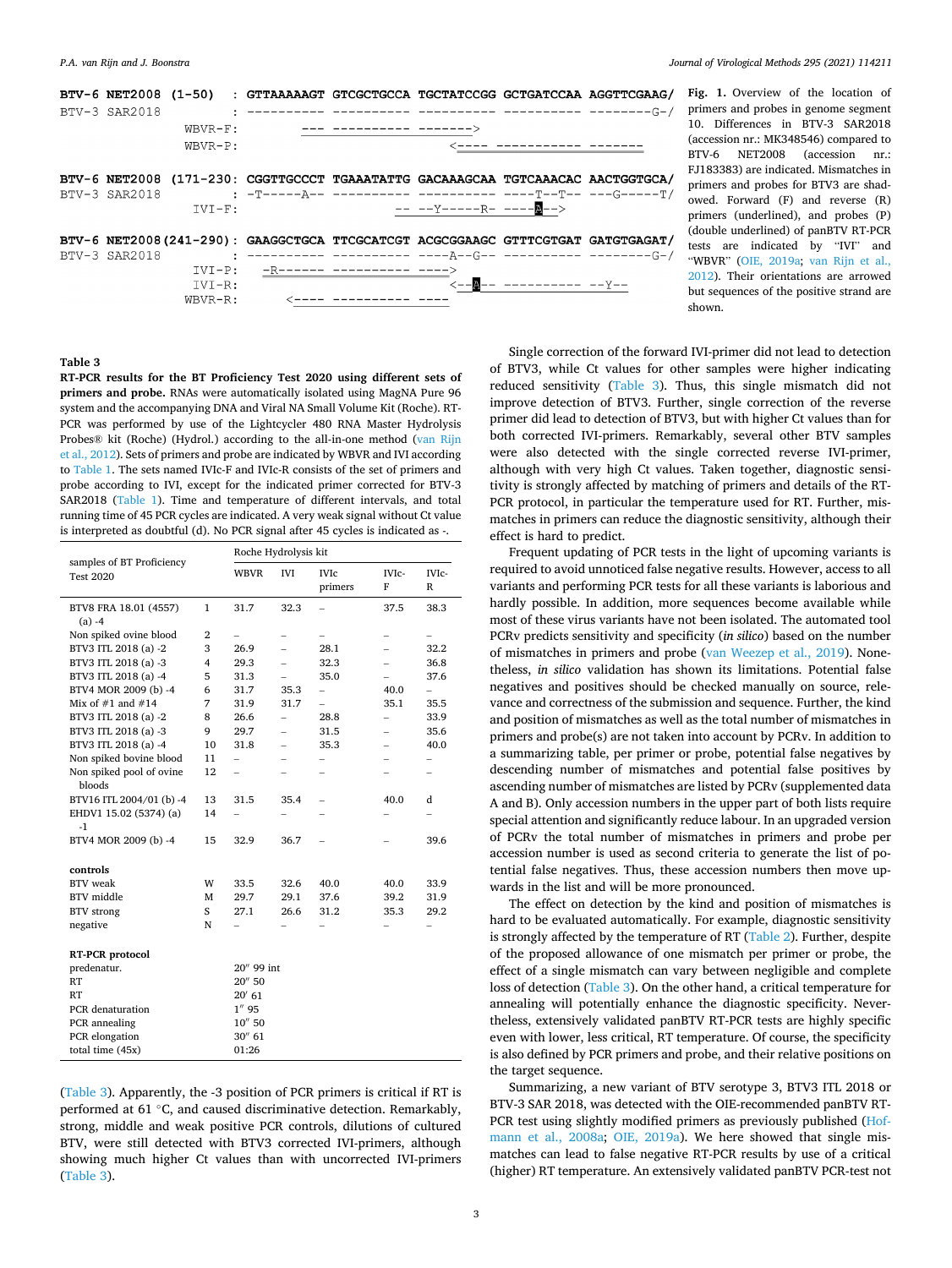```
BTV-6 NET2008 (1-50)    : GTTAAAAAGT GTCGCTGCCA TGCTATCCGG GCTGATCCAA AGGTTCGAAG/
BTV-3 SAR2018           : ---------- ---------- ---------- ---------- --------G-/
                WBVR-F:            --- ---------- ------->
                WBVR-P:                                       <---- ----------- -------

BTV-6 NET2008 (171-230: CGGTTGCCCT TGAAATATTG GACAAAGCAA TGTCAAACAC AACTGGTGCA/
BTV-3 SAR2018           : -T-----A-- ---------- ---------- ----T--T-- ---G-----T/
                IVI-F:                           -- --Y-----R- ----A-->

BTV-6 NET2008(241-290): GAAGGCTGCA TTCGCATCGT ACGCGGAAGC GTTTCGTGAT GATGTGAGAT/
BTV-3 SAR2018           : ---------- ---------- ----A--G-- ---------- --------G-/
                IVI-P:   -R------ ---------- ---->
                IVI-R:                              <--A-- ---------- --Y--
                WBVR-R:     <---- ---------- ----
```

**Fig. 1.** Overview of the location of primers and probes in genome segment 10. Differences in BTV-3 SAR2018 (accession nr.: MK348546) compared to BTV-6 NET2008 (accession nr.: FJ183383) are indicated. Mismatches in primers and probes for BTV3 are shadowed. Forward (F) and reverse (R) primers (underlined), and probes (P) (double underlined) of panBTV RT-PCR tests are indicated by "IVI" and "WBVR" (OIE, 2019a; van Rijn et al., 2012). Their orientations are arrowed but sequences of the positive strand are shown.

**Table 3**
**RT-PCR results for the BT Proficiency Test 2020 using different sets of primers and probe.** RNAs were automatically isolated using MagNA Pure 96 system and the accompanying DNA and Viral NA Small Volume Kit (Roche). RT-PCR was performed by use of the Lightcycler 480 RNA Master Hydrolysis Probes® kit (Roche) (Hydrol.) according to the all-in-one method (van Rijn et al., 2012). Sets of primers and probe are indicated by WBVR and IVI according to Table 1. The sets named IVIc-F and IVIc-R consists of the set of primers and probe according to IVI, except for the indicated primer corrected for BTV-3 SAR2018 (Table 1). Time and temperature of different intervals, and total running time of 45 PCR cycles are indicated. A very weak signal without Ct value is interpreted as doubtful (d). No PCR signal after 45 cycles is indicated as -.

| samples of BT Proficiency Test 2020 | | Roche Hydrolysis kit | | | | |
|---|---|---|---|---|---|---|
| | | WBVR | IVI | IVIc primers | IVIc-F | IVIc-R |
| BTV8 FRA 18.01 (4557) (a) -4 | 1 | 31.7 | 32.3 | – | 37.5 | 38.3 |
| Non spiked ovine blood | 2 | – | – | – | – | – |
| BTV3 ITL 2018 (a) -2 | 3 | 26.9 | – | 28.1 | – | 32.2 |
| BTV3 ITL 2018 (a) -3 | 4 | 29.3 | – | 32.3 | – | 36.8 |
| BTV3 ITL 2018 (a) -4 | 5 | 31.3 | – | 35.0 | – | 37.6 |
| BTV4 MOR 2009 (b) -4 | 6 | 31.7 | 35.3 | – | 40.0 | – |
| Mix of #1 and #14 | 7 | 31.9 | 31.7 | – | 35.1 | 35.5 |
| BTV3 ITL 2018 (a) -2 | 8 | 26.6 | – | 28.8 | – | 33.9 |
| BTV3 ITL 2018 (a) -3 | 9 | 29.7 | – | 31.5 | – | 35.6 |
| BTV3 ITL 2018 (a) -4 | 10 | 31.8 | – | 35.3 | – | 40.0 |
| Non spiked bovine blood | 11 | – | – | – | – | – |
| Non spiked pool of ovine bloods | 12 | – | – | – | – | – |
| BTV16 ITL 2004/01 (b) -4 | 13 | 31.5 | 35.4 | – | 40.0 | d |
| EHDV1 15.02 (5374) (a) -1 | 14 | – | – | – | – | – |
| BTV4 MOR 2009 (b) -4 | 15 | 32.9 | 36.7 | – | – | 39.6 |
| **controls** | | | | | | |
| BTV weak | W | 33.5 | 32.6 | 40.0 | 40.0 | 33.9 |
| BTV middle | M | 29.7 | 29.1 | 37.6 | 39.2 | 31.9 |
| BTV strong | S | 27.1 | 26.6 | 31.2 | 35.3 | 29.2 |
| negative | N | – | – | – | – | – |
| **RT-PCR protocol** | | | | | | |
| predenatur. | | 20″ 99 int | | | | |
| RT | | 20″ 50 | | | | |
| RT | | 20′ 61 | | | | |
| PCR denaturation | | 1″ 95 | | | | |
| PCR annealing | | 10″ 50 | | | | |
| PCR elongation | | 30″ 61 | | | | |
| total time (45x) | | 01:26 | | | | |

(Table 3). Apparently, the -3 position of PCR primers is critical if RT is performed at 61 °C, and caused discriminative detection. Remarkably, strong, middle and weak positive PCR controls, dilutions of cultured BTV, were still detected with BTV3 corrected IVI-primers, although showing much higher Ct values than with uncorrected IVI-primers (Table 3).

Single correction of the forward IVI-primer did not lead to detection of BTV3, while Ct values for other samples were higher indicating reduced sensitivity (Table 3). Thus, this single mismatch did not improve detection of BTV3. Further, single correction of the reverse primer did lead to detection of BTV3, but with higher Ct values than for both corrected IVI-primers. Remarkably, several other BTV samples were also detected with the single corrected reverse IVI-primer, although with very high Ct values. Taken together, diagnostic sensitivity is strongly affected by matching of primers and details of the RT-PCR protocol, in particular the temperature used for RT. Further, mismatches in primers can reduce the diagnostic sensitivity, although their effect is hard to predict.

Frequent updating of PCR tests in the light of upcoming variants is required to avoid unnoticed false negative results. However, access to all variants and performing PCR tests for all these variants is laborious and hardly possible. In addition, more sequences become available while most of these virus variants have not been isolated. The automated tool PCRv predicts sensitivity and specificity (*in silico*) based on the number of mismatches in primers and probe (van Weezep et al., 2019). Nonetheless, *in silico* validation has shown its limitations. Potential false negatives and positives should be checked manually on source, relevance and correctness of the submission and sequence. Further, the kind and position of mismatches as well as the total number of mismatches in primers and probe(s) are not taken into account by PCRv. In addition to a summarizing table, per primer or probe, potential false negatives by descending number of mismatches and potential false positives by ascending number of mismatches are listed by PCRv (supplemented data A and B). Only accession numbers in the upper part of both lists require special attention and significantly reduce labour. In an upgraded version of PCRv the total number of mismatches in primers and probe per accession number is used as second criteria to generate the list of potential false negatives. Thus, these accession numbers then move upwards in the list and will be more pronounced.

The effect on detection by the kind and position of mismatches is hard to be evaluated automatically. For example, diagnostic sensitivity is strongly affected by the temperature of RT (Table 2). Further, despite of the proposed allowance of one mismatch per primer or probe, the effect of a single mismatch can vary between negligible and complete loss of detection (Table 3). On the other hand, a critical temperature for annealing will potentially enhance the diagnostic specificity. Nevertheless, extensively validated panBTV RT-PCR tests are highly specific even with lower, less critical, RT temperature. Of course, the specificity is also defined by PCR primers and probe, and their relative positions on the target sequence.

Summarizing, a new variant of BTV serotype 3, BTV3 ITL 2018 or BTV-3 SAR 2018, was detected with the OIE-recommended panBTV RT-PCR test using slightly modified primers as previously published (Hofmann et al., 2008a; OIE, 2019a). We here showed that single mismatches can lead to false negative RT-PCR results by use of a critical (higher) RT temperature. An extensively validated panBTV PCR-test not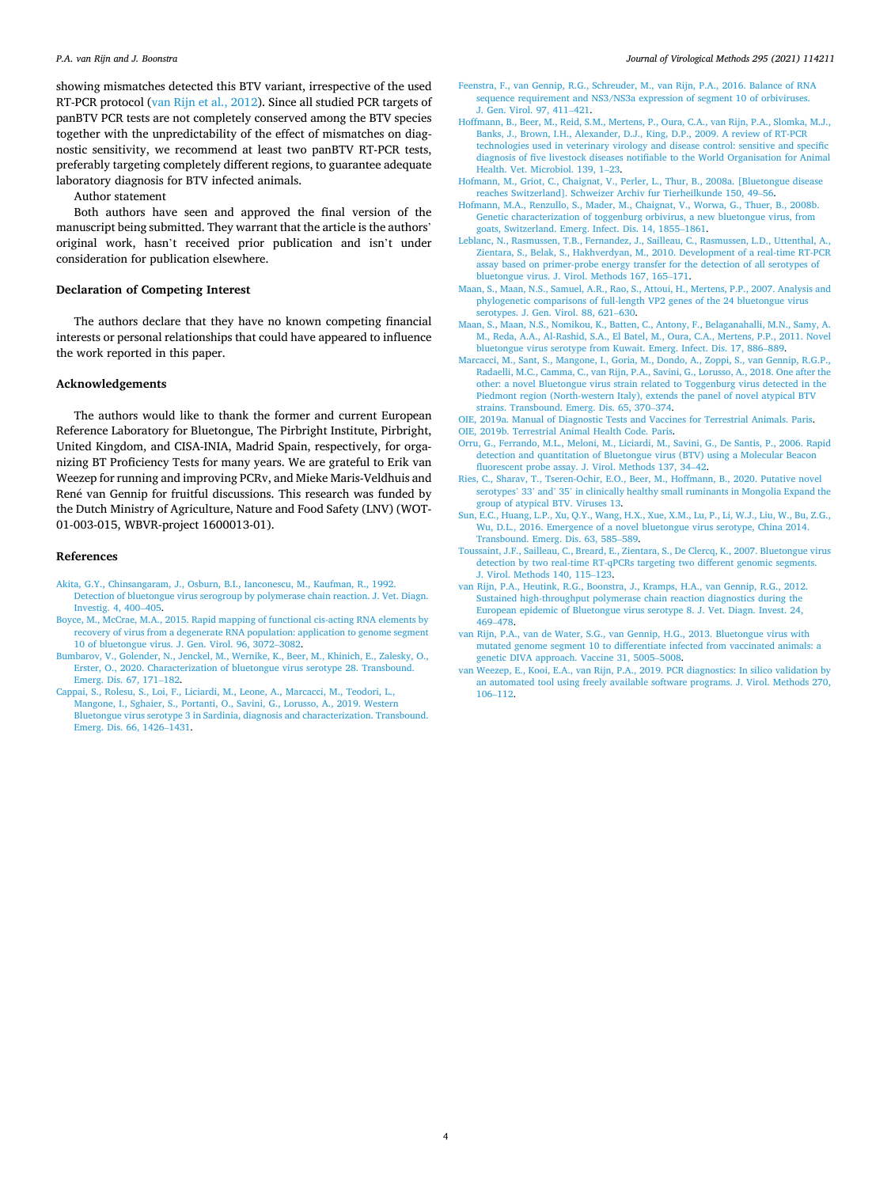showing mismatches detected this BTV variant, irrespective of the used RT-PCR protocol (van Rijn et al., 2012). Since all studied PCR targets of panBTV PCR tests are not completely conserved among the BTV species together with the unpredictability of the effect of mismatches on diagnostic sensitivity, we recommend at least two panBTV RT-PCR tests, preferably targeting completely different regions, to guarantee adequate laboratory diagnosis for BTV infected animals.

Author statement

Both authors have seen and approved the final version of the manuscript being submitted. They warrant that the article is the authors' original work, hasn't received prior publication and isn't under consideration for publication elsewhere.

## Declaration of Competing Interest

The authors declare that they have no known competing financial interests or personal relationships that could have appeared to influence the work reported in this paper.

## Acknowledgements

The authors would like to thank the former and current European Reference Laboratory for Bluetongue, The Pirbright Institute, Pirbright, United Kingdom, and CISA-INIA, Madrid Spain, respectively, for organizing BT Proficiency Tests for many years. We are grateful to Erik van Weezep for running and improving PCRv, and Mieke Maris-Veldhuis and René van Gennip for fruitful discussions. This research was funded by the Dutch Ministry of Agriculture, Nature and Food Safety (LNV) (WOT-01-003-015, WBVR-project 1600013-01).

## References

Akita, G.Y., Chinsangaram, J., Osburn, B.I., Ianconescu, M., Kaufman, R., 1992. Detection of bluetongue virus serogroup by polymerase chain reaction. J. Vet. Diagn. Investig. 4, 400–405.

Boyce, M., McCrae, M.A., 2015. Rapid mapping of functional cis-acting RNA elements by recovery of virus from a degenerate RNA population: application to genome segment 10 of bluetongue virus. J. Gen. Virol. 96, 3072–3082.

Bumbarov, V., Golender, N., Jenckel, M., Wernike, K., Beer, M., Khinich, E., Zalesky, O., Erster, O., 2020. Characterization of bluetongue virus serotype 28. Transbound. Emerg. Dis. 67, 171–182.

Cappai, S., Rolesu, S., Loi, F., Liciardi, M., Leone, A., Marcacci, M., Teodori, L., Mangone, I., Sghaier, S., Portanti, O., Savini, G., Lorusso, A., 2019. Western Bluetongue virus serotype 3 in Sardinia, diagnosis and characterization. Transbound. Emerg. Dis. 66, 1426–1431.

Feenstra, F., van Gennip, R.G., Schreuder, M., van Rijn, P.A., 2016. Balance of RNA sequence requirement and NS3/NS3a expression of segment 10 of orbiviruses. J. Gen. Virol. 97, 411–421.

Hoffmann, B., Beer, M., Reid, S.M., Mertens, P., Oura, C.A., van Rijn, P.A., Slomka, M.J., Banks, J., Brown, I.H., Alexander, D.J., King, D.P., 2009. A review of RT-PCR technologies used in veterinary virology and disease control: sensitive and specific diagnosis of five livestock diseases notifiable to the World Organisation for Animal Health. Vet. Microbiol. 139, 1–23.

Hofmann, M., Griot, C., Chaignat, V., Perler, L., Thur, B., 2008a. [Bluetongue disease reaches Switzerland]. Schweizer Archiv fur Tierheilkunde 150, 49–56.

Hofmann, M.A., Renzullo, S., Mader, M., Chaignat, V., Worwa, G., Thuer, B., 2008b. Genetic characterization of toggenburg orbivirus, a new bluetongue virus, from goats, Switzerland. Emerg. Infect. Dis. 14, 1855–1861.

Leblanc, N., Rasmussen, T.B., Fernandez, J., Sailleau, C., Rasmussen, L.D., Uttenthal, A., Zientara, S., Belak, S., Hakhverdyan, M., 2010. Development of a real-time RT-PCR assay based on primer-probe energy transfer for the detection of all serotypes of bluetongue virus. J. Virol. Methods 167, 165–171.

Maan, S., Maan, N.S., Samuel, A.R., Rao, S., Attoui, H., Mertens, P.P., 2007. Analysis and phylogenetic comparisons of full-length VP2 genes of the 24 bluetongue virus serotypes. J. Gen. Virol. 88, 621–630.

Maan, S., Maan, N.S., Nomikou, K., Batten, C., Antony, F., Belaganahalli, M.N., Samy, A. M., Reda, A.A., Al-Rashid, S.A., El Batel, M., Oura, C.A., Mertens, P.P., 2011. Novel bluetongue virus serotype from Kuwait. Emerg. Infect. Dis. 17, 886–889.

Marcacci, M., Sant, S., Mangone, I., Goria, M., Dondo, A., Zoppi, S., van Gennip, R.G.P., Radaelli, M.C., Camma, C., van Rijn, P.A., Savini, G., Lorusso, A., 2018. One after the other: a novel Bluetongue virus strain related to Toggenburg virus detected in the Piedmont region (North-western Italy), extends the panel of novel atypical BTV strains. Transbound. Emerg. Dis. 65, 370–374.

OIE, 2019a. Manual of Diagnostic Tests and Vaccines for Terrestrial Animals. Paris.

OIE, 2019b. Terrestrial Animal Health Code. Paris.

Orru, G., Ferrando, M.L., Meloni, M., Liciardi, M., Savini, G., De Santis, P., 2006. Rapid detection and quantitation of Bluetongue virus (BTV) using a Molecular Beacon fluorescent probe assay. J. Virol. Methods 137, 34–42.

Ries, C., Sharav, T., Tseren-Ochir, E.O., Beer, M., Hoffmann, B., 2020. Putative novel serotypes' 33' and' 35' in clinically healthy small ruminants in Mongolia Expand the group of atypical BTV. Viruses 13.

Sun, E.C., Huang, L.P., Xu, Q.Y., Wang, H.X., Xue, X.M., Lu, P., Li, W.J., Liu, W., Bu, Z.G., Wu, D.L., 2016. Emergence of a novel bluetongue virus serotype, China 2014. Transbound. Emerg. Dis. 63, 585–589.

Toussaint, J.F., Sailleau, C., Breard, E., Zientara, S., De Clercq, K., 2007. Bluetongue virus detection by two real-time RT-qPCRs targeting two different genomic segments. J. Virol. Methods 140, 115–123.

van Rijn, P.A., Heutink, R.G., Boonstra, J., Kramps, H.A., van Gennip, R.G., 2012. Sustained high-throughput polymerase chain reaction diagnostics during the European epidemic of Bluetongue virus serotype 8. J. Vet. Diagn. Invest. 24, 469–478.

van Rijn, P.A., van de Water, S.G., van Gennip, H.G., 2013. Bluetongue virus with mutated genome segment 10 to differentiate infected from vaccinated animals: a genetic DIVA approach. Vaccine 31, 5005–5008.

van Weezep, E., Kooi, E.A., van Rijn, P.A., 2019. PCR diagnostics: In silico validation by an automated tool using freely available software programs. J. Virol. Methods 270, 106–112.